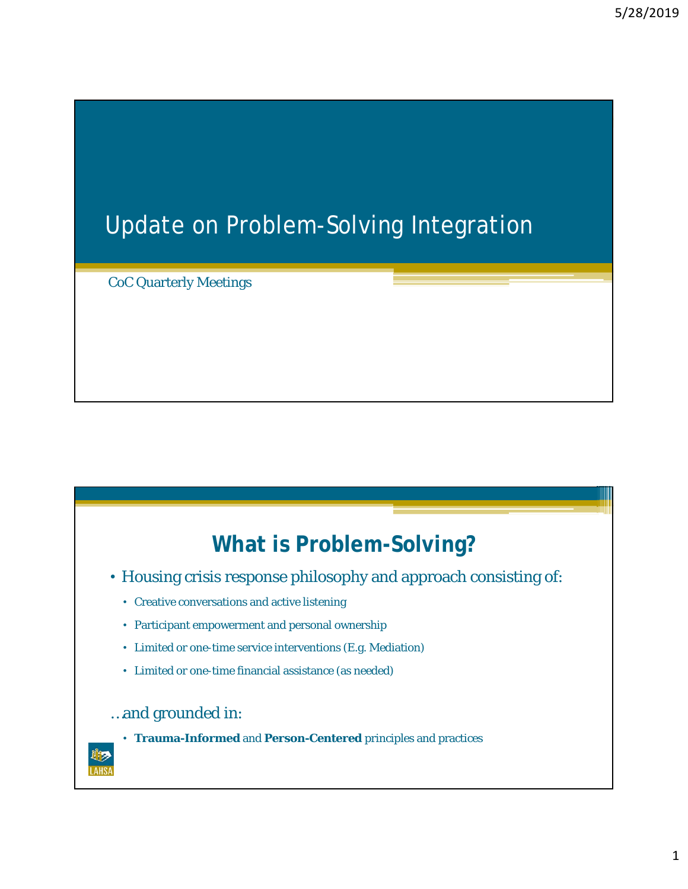# Update on Problem-Solving Integration

CoC Quarterly Meetings

## What is Problem-Solving?

- Housing crisis response philosophy and approach consisting of:
  - Creative conversations and active listening
  - Participant empowerment and personal ownership
  - Limited or one-time service interventions (E.g. Mediation)
  - Limited or one-time financial assistance (as needed)

…and grounded in:

- **Trauma-Informed** and **Person-Centered** principles and practices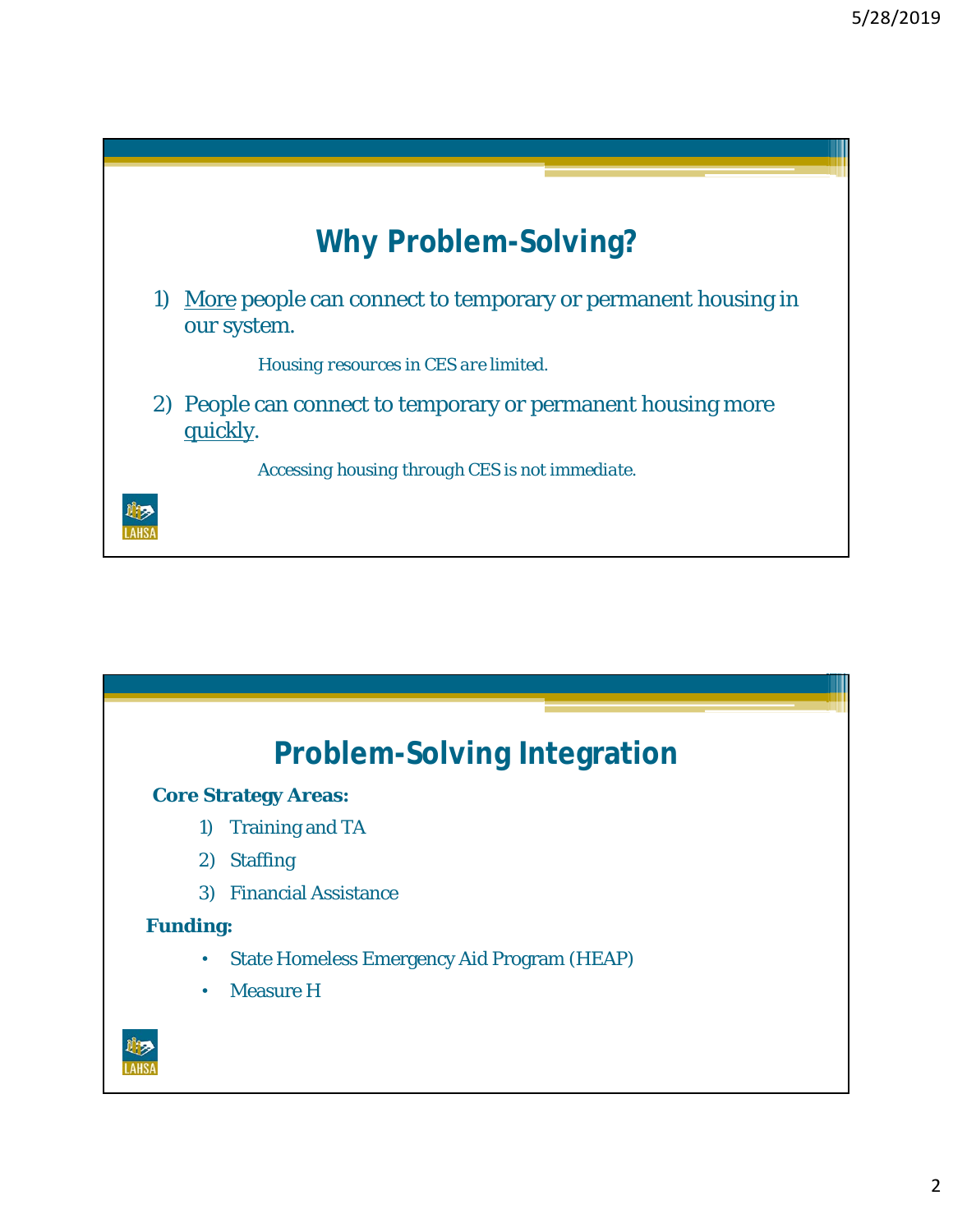## Why Problem-Solving?

1) More people can connect to temporary or permanent housing in our system.

   *Housing resources in CES are limited.*

2) People can connect to temporary or permanent housing more quickly.

   *Accessing housing through CES is not immediate.*

## Problem-Solving Integration

**Core Strategy Areas:**

1) Training and TA
2) Staffing
3) Financial Assistance

**Funding:**

- State Homeless Emergency Aid Program (HEAP)
- Measure H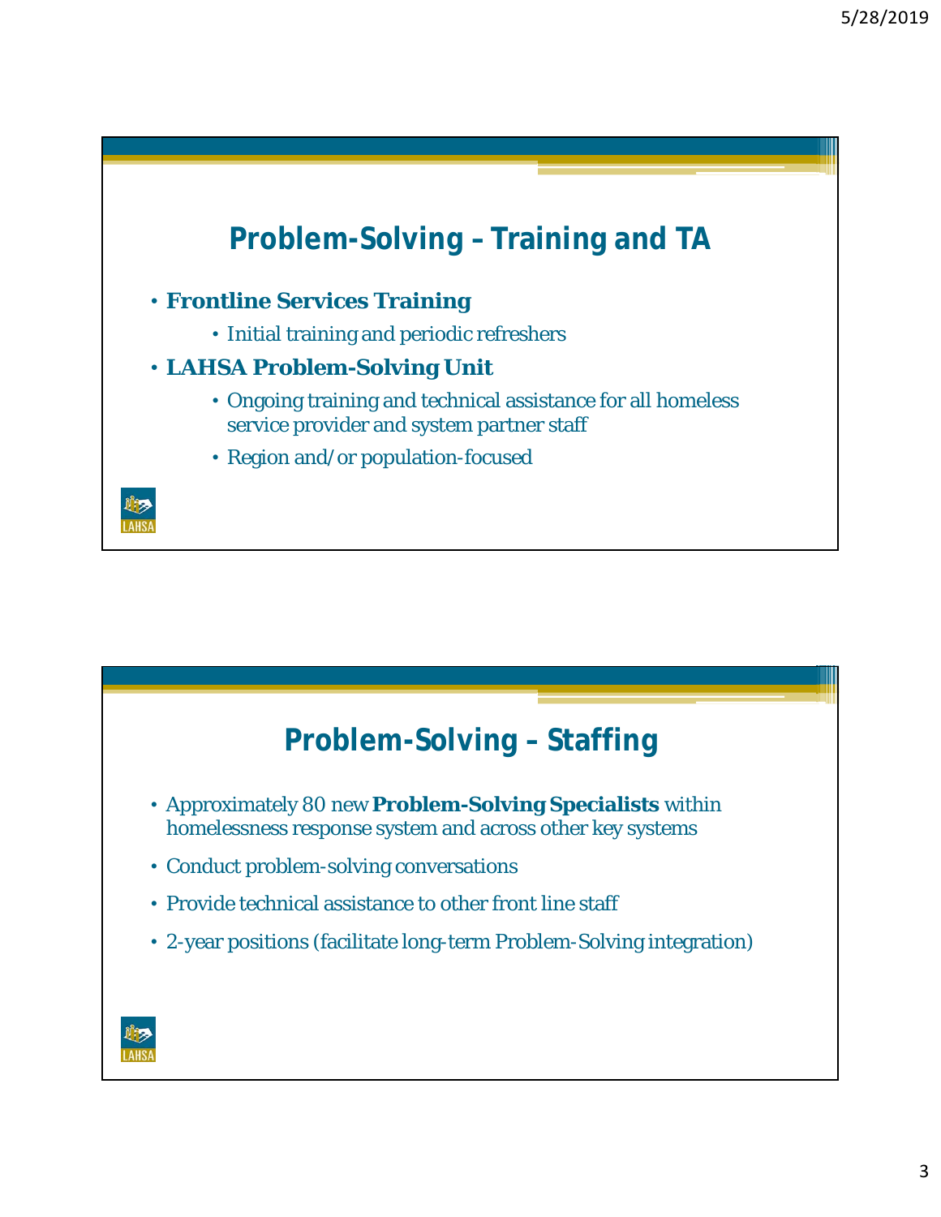## Problem-Solving – Training and TA

- **Frontline Services Training**
  - Initial training and periodic refreshers
- **LAHSA Problem-Solving Unit**
  - Ongoing training and technical assistance for all homeless service provider and system partner staff
  - Region and/or population-focused

## Problem-Solving – Staffing

- Approximately 80 new **Problem-Solving Specialists** within homelessness response system and across other key systems
- Conduct problem-solving conversations
- Provide technical assistance to other front line staff
- 2-year positions (facilitate long-term Problem-Solving integration)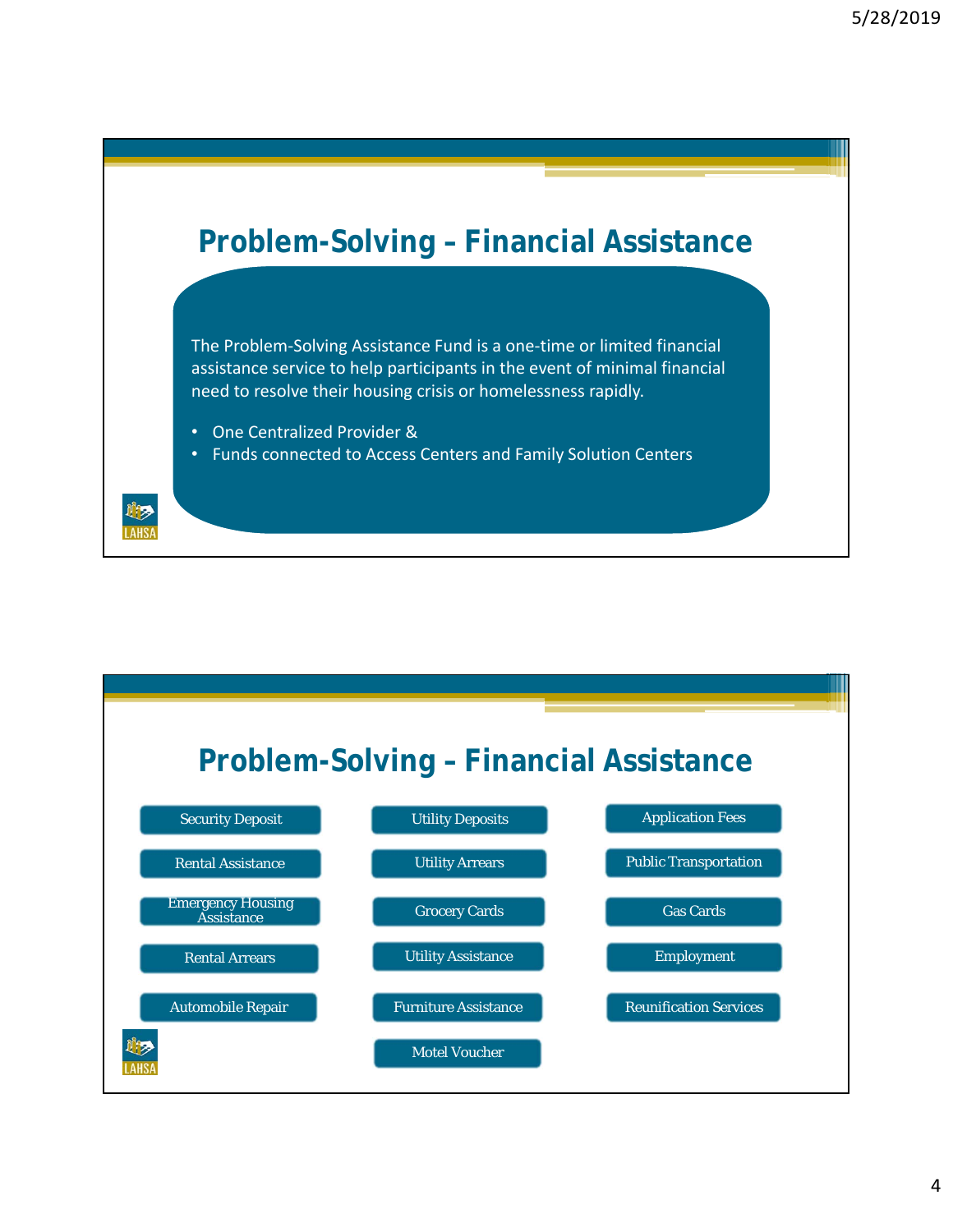## Problem-Solving – Financial Assistance

The Problem-Solving Assistance Fund is a one-time or limited financial assistance service to help participants in the event of minimal financial need to resolve their housing crisis or homelessness rapidly.

- One Centralized Provider &
- Funds connected to Access Centers and Family Solution Centers

## Problem-Solving – Financial Assistance

- Security Deposit
- Rental Assistance
- Emergency Housing Assistance
- Rental Arrears
- Automobile Repair
- Utility Deposits
- Utility Arrears
- Grocery Cards
- Utility Assistance
- Furniture Assistance
- Motel Voucher
- Application Fees
- Public Transportation
- Gas Cards
- Employment
- Reunification Services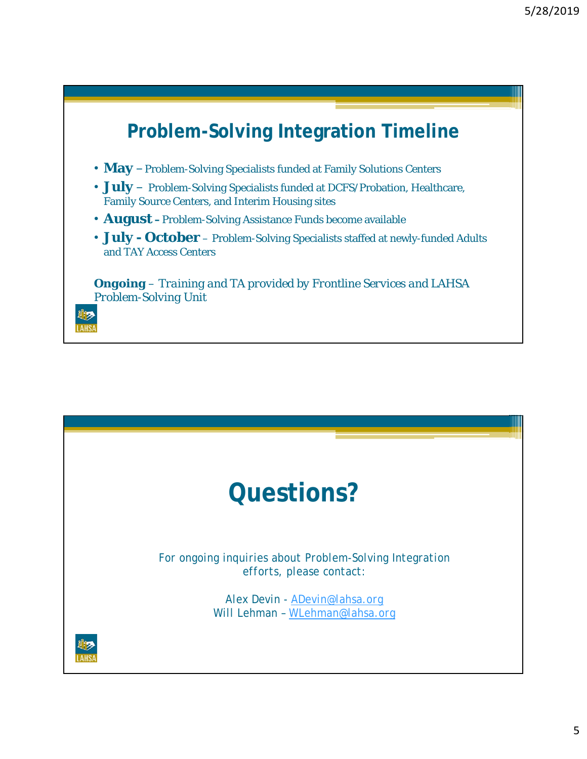## Problem-Solving Integration Timeline

- **May** – Problem-Solving Specialists funded at Family Solutions Centers
- **July** – Problem-Solving Specialists funded at DCFS/Probation, Healthcare, Family Source Centers, and Interim Housing sites
- **August** – Problem-Solving Assistance Funds become available
- **July - October** – Problem-Solving Specialists staffed at newly-funded Adults and TAY Access Centers

***Ongoing*** *– Training and TA provided by Frontline Services and LAHSA Problem-Solving Unit*

## Questions?

For ongoing inquiries about Problem-Solving Integration efforts, please contact:

Alex Devin - ADevin@lahsa.org
Will Lehman – WLehman@lahsa.org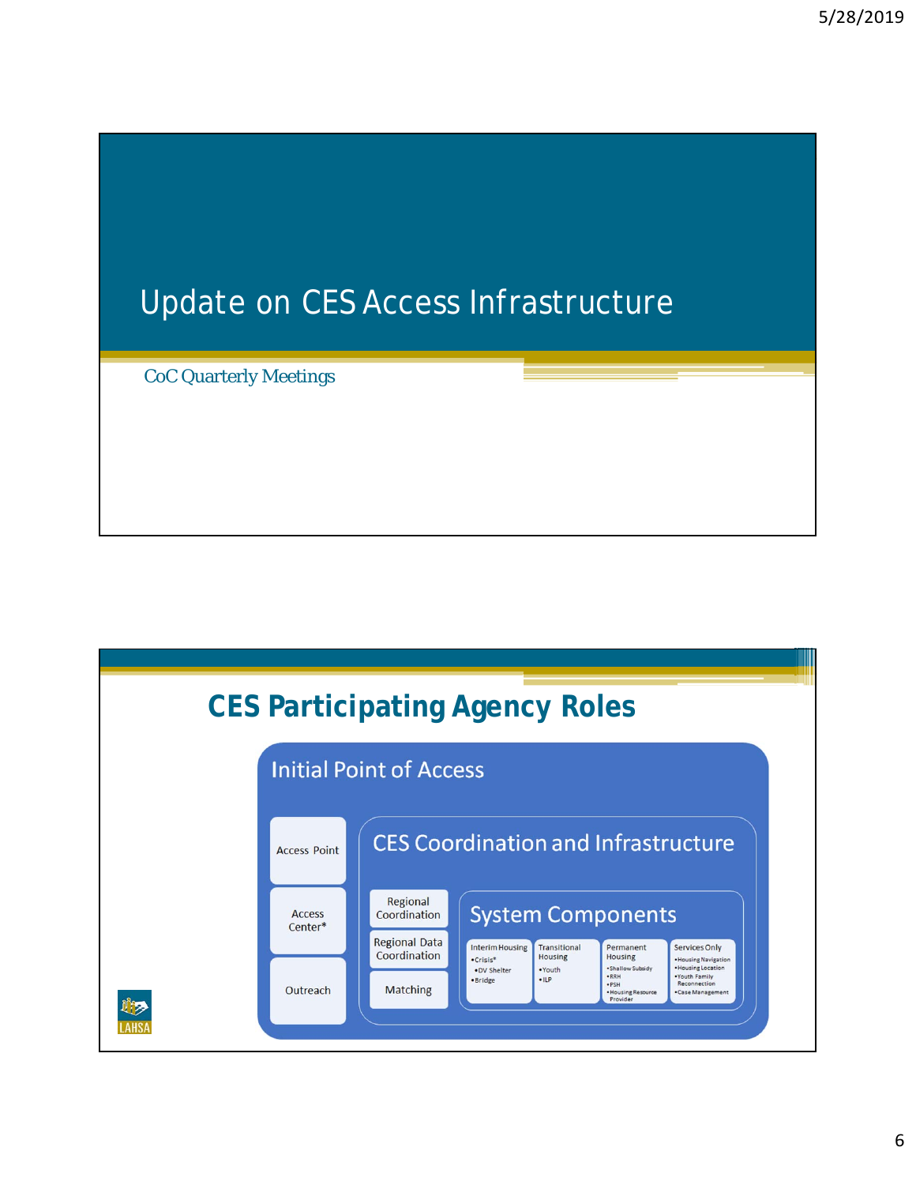# Update on CES Access Infrastructure

CoC Quarterly Meetings

## CES Participating Agency Roles

### Initial Point of Access

- Access Point
- Access Center*
- Outreach

### CES Coordination and Infrastructure

- Regional Coordination
- Regional Data Coordination
- Matching

### System Components

- Interim Housing
  - Crisis*
    - DV Shelter
  - Bridge
- Transitional Housing
  - Youth
  - ILP
- Permanent Housing
  - Shallow Subsidy
  - RRH
  - PSH
  - Housing Resource Provider
- Services Only
  - Housing Navigation
  - Housing Location
  - Youth Family Reconnection
  - Case Management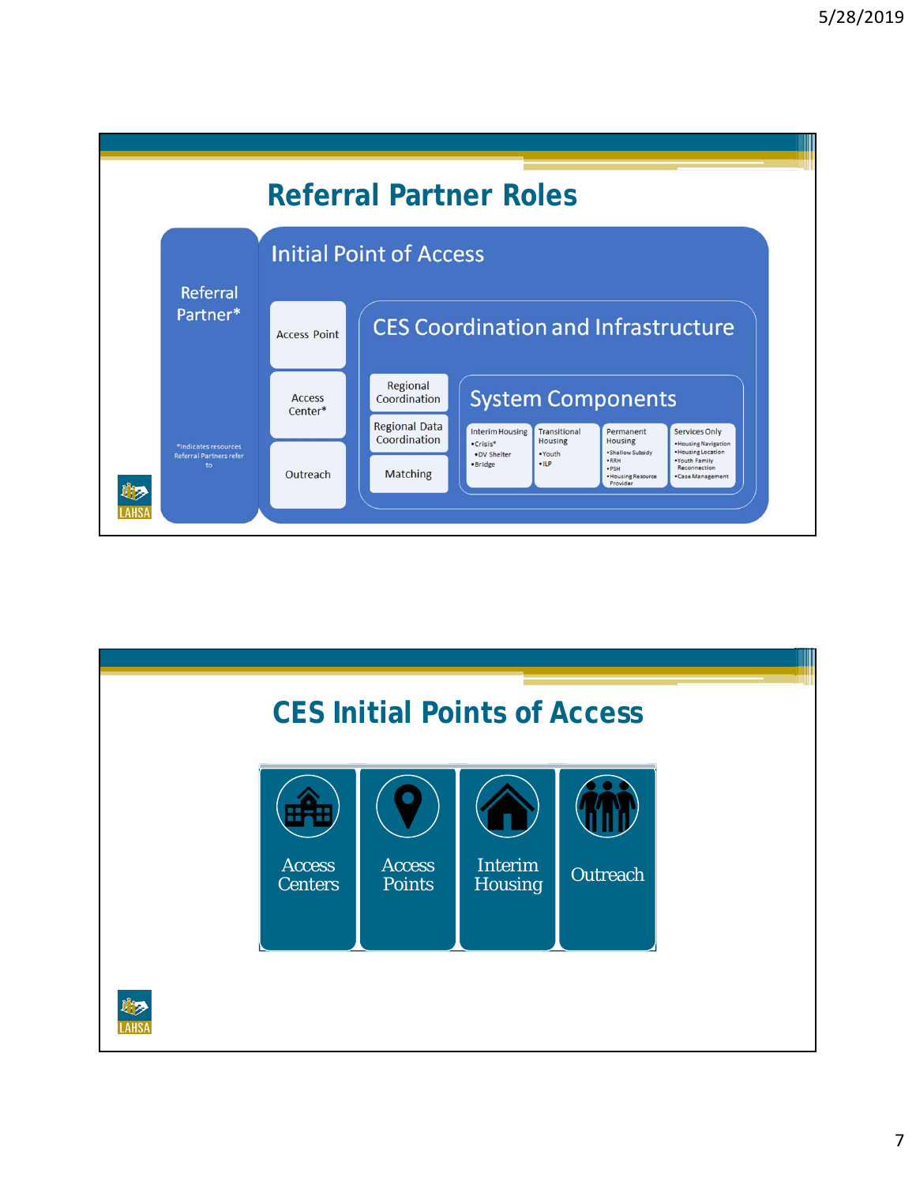## Referral Partner Roles

**Referral Partner***

*Indicates resources Referral Partners refer to

**Initial Point of Access**

- Access Point
- Access Center*
- Outreach

**CES Coordination and Infrastructure**

- Regional Coordination
- Regional Data Coordination
- Matching

**System Components**

- Interim Housing
  - Crisis*
  - DV Shelter
  - Bridge
- Transitional Housing
  - Youth
  - ILP
- Permanent Housing
  - Shallow Subsidy
  - RRH
  - PSH
  - Housing Resource Provider
- Services Only
  - Housing Navigation
  - Housing Location
  - Youth Family Reconnection
  - Case Management

LAHSA

## CES Initial Points of Access

- Access Centers
- Access Points
- Interim Housing
- Outreach

LAHSA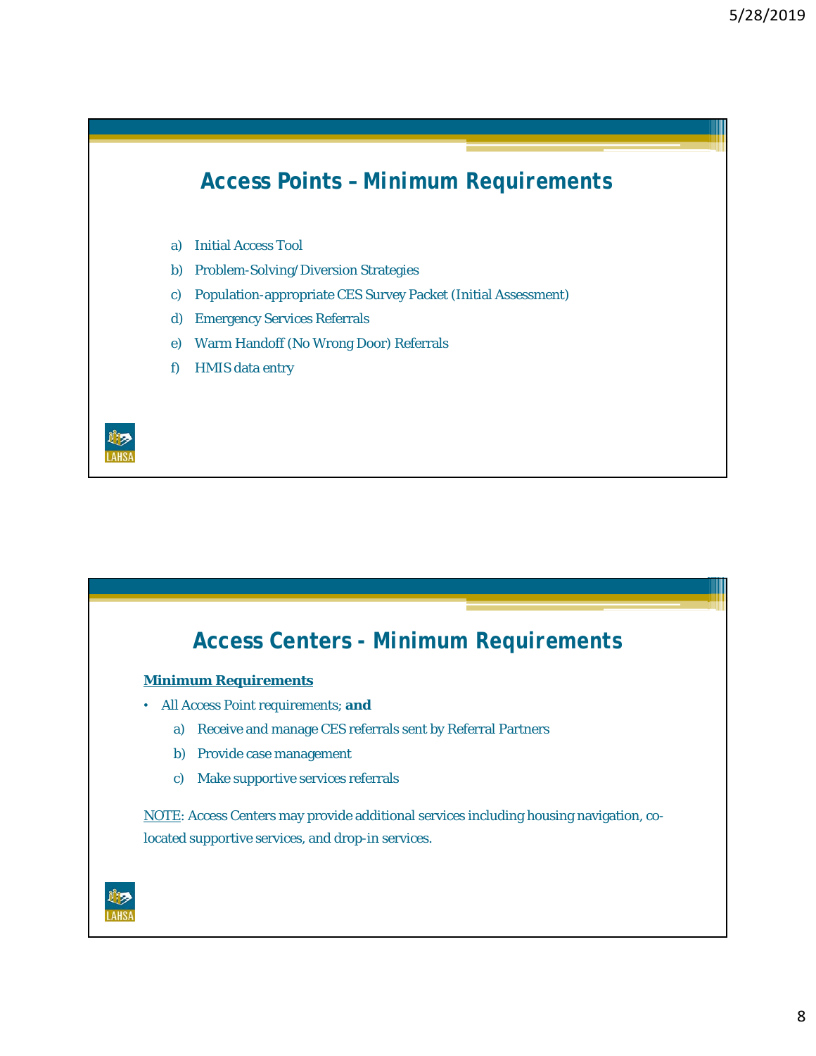## Access Points – Minimum Requirements

a) Initial Access Tool
b) Problem-Solving/Diversion Strategies
c) Population-appropriate CES Survey Packet (Initial Assessment)
d) Emergency Services Referrals
e) Warm Handoff (No Wrong Door) Referrals
f) HMIS data entry

## Access Centers - Minimum Requirements

**Minimum Requirements**

- All Access Point requirements; **and**
  a) Receive and manage CES referrals sent by Referral Partners
  b) Provide case management
  c) Make supportive services referrals

NOTE: Access Centers may provide additional services including housing navigation, co-located supportive services, and drop-in services.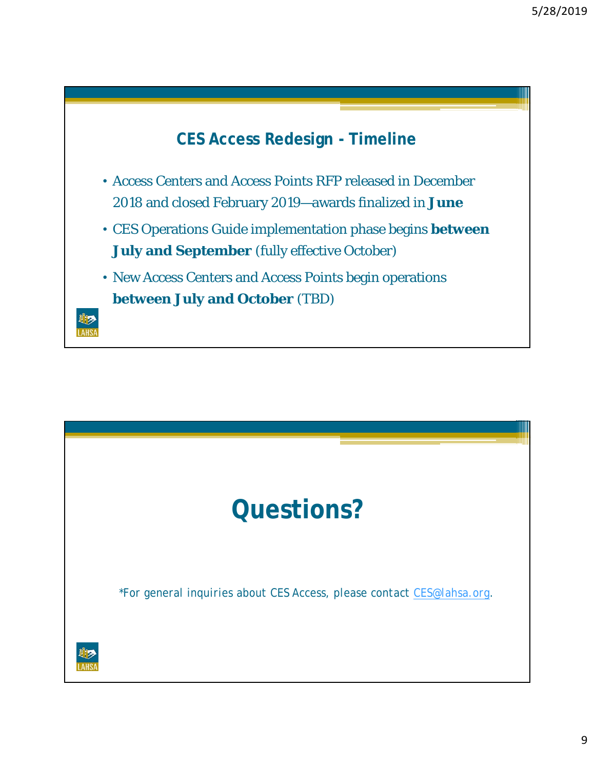## CES Access Redesign - Timeline

- Access Centers and Access Points RFP released in December 2018 and closed February 2019—awards finalized in **June**
- CES Operations Guide implementation phase begins **between July and September** (fully effective October)
- New Access Centers and Access Points begin operations **between July and October** (TBD)

# Questions?

*\*For general inquiries about CES Access, please contact CES@lahsa.org.*